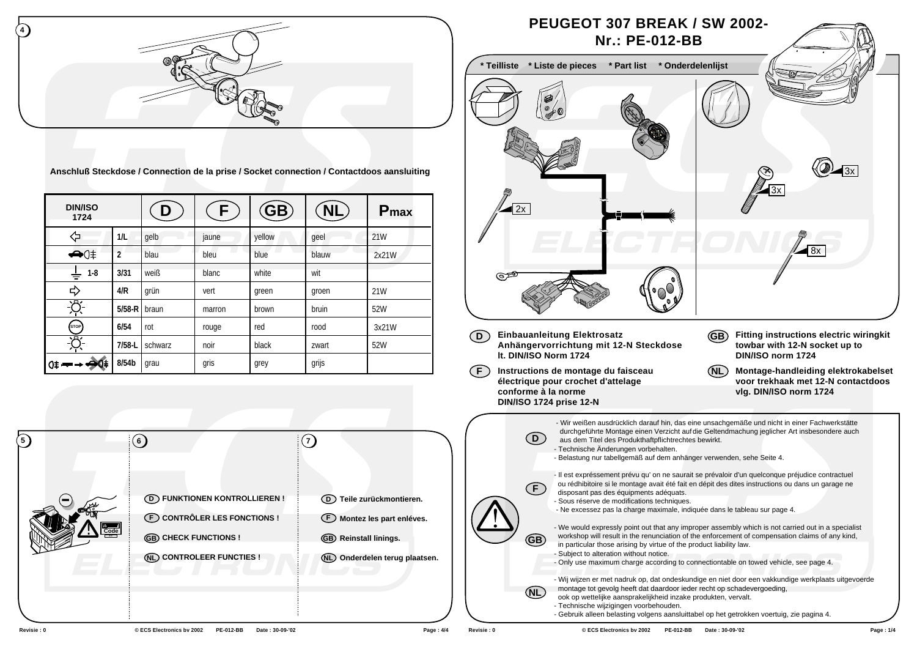# PEUGEOT 307 BREAK / SW 2002-
## Nr.: PE-012-BB

**\* Teilliste \* Liste de pieces \* Part list \* Onderdelenlijst**

2x

3x

3x

8x

**D** **Einbauanleitung Elektrosatz Anhängervorrichtung mit 12-N Steckdose lt. DIN/ISO Norm 1724**

**F** **Instructions de montage du faisceau électrique pour crochet d'attelage conforme à la norme DIN/ISO 1724 prise 12-N**

**GB** **Fitting instructions electric wiringkit towbar with 12-N socket up to DIN/ISO norm 1724**

**NL** **Montage-handleiding elektrokabelset voor trekhaak met 12-N contactdoos vlg. DIN/ISO norm 1724**

**D**
- Wir weißen ausdrücklich darauf hin, das eine unsachgemäße und nicht in einer Fachwerkstätte durchgeführte Montage einen Verzicht auf die Geltendmachung jeglicher Art insbesondere auch aus dem Titel des Produkthaftpflichtrechtes bewirkt.
- Technische Änderungen vorbehalten.
- Belastung nur tabellgemäß auf dem anhänger verwenden, sehe Seite 4.

**F**
- Il est expréssement prévu qu' on ne saurait se prévaloir d'un quelconque préjudice contractuel ou rédhibitoire si le montage avait été fait en dépit des dites instructions ou dans un garage ne disposant pas des équipments adéquats.
- Sous réserve de modifications techniques.
- Ne excessez pas la charge maximale, indiquée dans le tableau sur page 4.

**GB**
- We would expressly point out that any improper assembly which is not carried out in a specialist workshop will result in the renunciation of the enforcement of compensation claims of any kind, in particular those arising by virtue of the product liability law.
- Subject to alteration without notice.
- Only use maximum charge according to connectiontable on towed vehicle, see page 4.

**NL**
- Wij wijzen er met nadruk op, dat ondeskundige en niet door een vakkundige werkplaats uitgevoerde montage tot gevolg heeft dat daardoor ieder recht op schadevergoeding, ook op wettelijke aansprakelijkheid inzake produkten, vervalt.
- Technische wijzigingen voorbehouden.
- Gebruik alleen belasting volgens aansluittabel op het getrokken voertuig, zie pagina 4.

---

**4**

**Anschluß Steckdose / Connection de la prise / Socket connection / Contactdoos aansluiting**

| DIN/ISO 1724 | | D | F | GB | NL | Pmax |
|---|---|---|---|---|---|---|
| ⇦ | 1/L | gelb | jaune | yellow | geel | 21W |
| | 2 | blau | bleu | blue | blauw | 2x21W |
| ⏚ 1-8 | 3/31 | weiß | blanc | white | wit | |
| ⇨ | 4/R | grün | vert | green | groen | 21W |
| | 5/58-R | braun | marron | brown | bruin | 52W |
| STOP | 6/54 | rot | rouge | red | rood | 3x21W |
| | 7/58-L | schwarz | noir | black | zwart | 52W |
| | 8/54b | grau | gris | grey | grijs | |

**5**

Code

**6**

**D** **FUNKTIONEN KONTROLLIEREN !**

**F** **CONTRÔLER LES FONCTIONS !**

**GB** **CHECK FUNCTIONS !**

**NL** **CONTROLEER FUNCTIES !**

**7**

**D** **Teile zurückmontieren.**

**F** **Montez les part enléves.**

**GB** **Reinstall linings.**

**NL** **Onderdelen terug plaatsen.**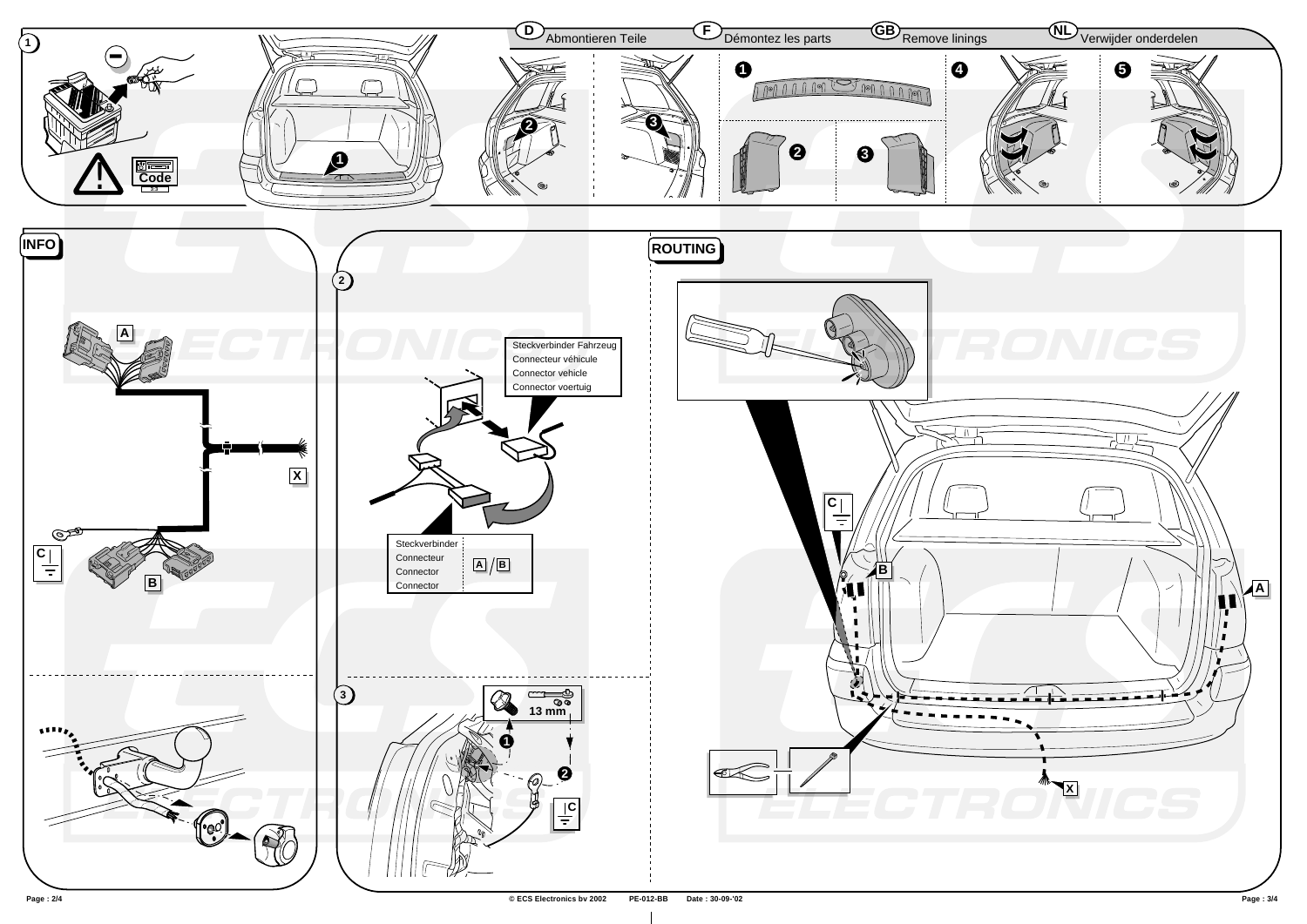D Abmontieren Teile

F Démontez les parts

GB Remove linings

NL Verwijder onderdelen

Code

INFO

A

X

C

B

ROUTING

Steckverbinder Fahrzeug
Connecteur véhicule
Connector vehicle
Connector voertuig

| | |
|---|---|
| Steckverbinder<br>Connecteur<br>Connector<br>Connector | A / B |

13 mm

C

B

A

X

© ECS Electronics bv 2002 PE-012-BB Date : 30-09-'02